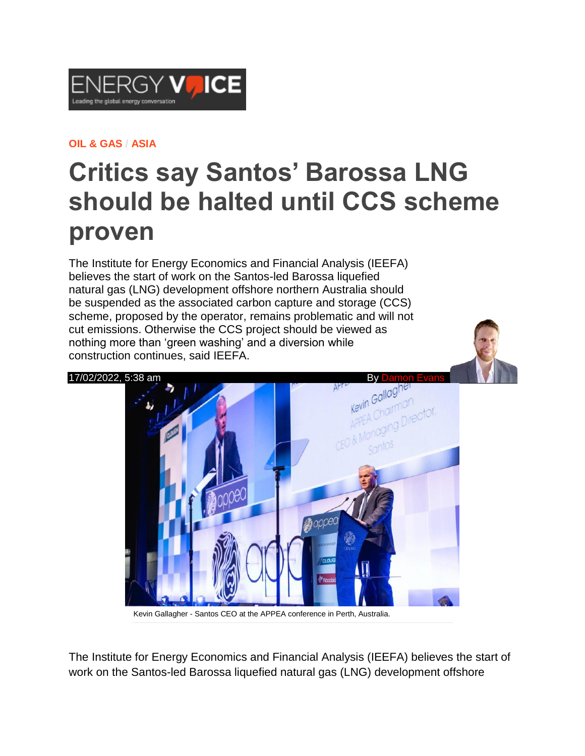OIL & GAS / ASIA

# Critics say Santos' Barossa LNG should be halted until CCS scheme proven

The Institute for Energy Economics and Financial Analysis (IEEFA) believes the start of work on the Santos-led Barossa liquefied natural gas (LNG) development offshore northern Australia should be suspended as the associated carbon capture and storage (CCS) scheme, proposed by the operator, remains problematic and will not cut emissions. Otherwise the CCS project should be viewed as nothing more than 'green washing' and a diversion while construction continues, said IEEFA.

17/02/2022, 5:38 am By Damon Evans

Kevin Gallagher - Santos CEO at the APPEA conference in Perth, Australia.

The Institute for Energy Economics and Financial Analysis (IEEFA) believes the start of work on the Santos-led Barossa liquefied natural gas (LNG) development offshore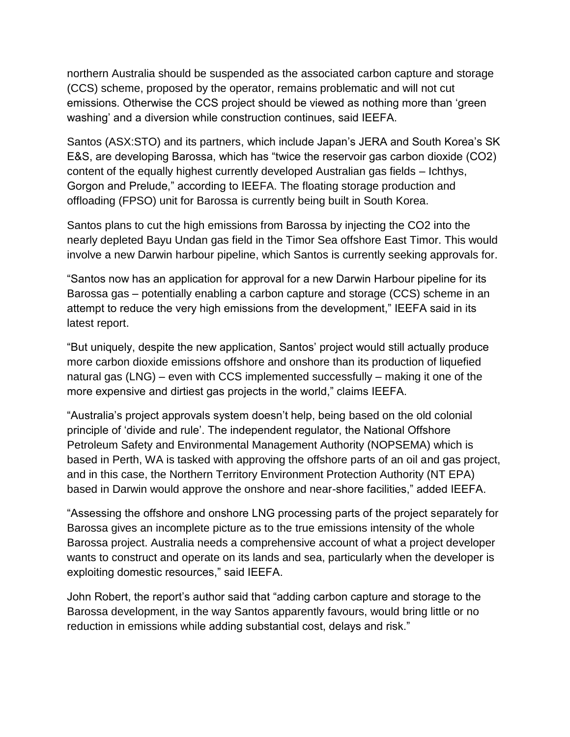northern Australia should be suspended as the associated carbon capture and storage (CCS) scheme, proposed by the operator, remains problematic and will not cut emissions. Otherwise the CCS project should be viewed as nothing more than 'green washing' and a diversion while construction continues, said IEEFA.

Santos (ASX:STO) and its partners, which include Japan's JERA and South Korea's SK E&S, are developing Barossa, which has "twice the reservoir gas carbon dioxide ($CO_2$) content of the equally highest currently developed Australian gas fields – Ichthys, Gorgon and Prelude," according to IEEFA. The floating storage production and offloading (FPSO) unit for Barossa is currently being built in South Korea.

Santos plans to cut the high emissions from Barossa by injecting the $CO_2$ into the nearly depleted Bayu Undan gas field in the Timor Sea offshore East Timor. This would involve a new Darwin harbour pipeline, which Santos is currently seeking approvals for.

"Santos now has an application for approval for a new Darwin Harbour pipeline for its Barossa gas – potentially enabling a carbon capture and storage (CCS) scheme in an attempt to reduce the very high emissions from the development," IEEFA said in its latest report.

"But uniquely, despite the new application, Santos' project would still actually produce more carbon dioxide emissions offshore and onshore than its production of liquefied natural gas (LNG) – even with CCS implemented successfully – making it one of the more expensive and dirtiest gas projects in the world," claims IEEFA.

"Australia's project approvals system doesn't help, being based on the old colonial principle of 'divide and rule'. The independent regulator, the National Offshore Petroleum Safety and Environmental Management Authority (NOPSEMA) which is based in Perth, WA is tasked with approving the offshore parts of an oil and gas project, and in this case, the Northern Territory Environment Protection Authority (NT EPA) based in Darwin would approve the onshore and near-shore facilities," added IEEFA.

"Assessing the offshore and onshore LNG processing parts of the project separately for Barossa gives an incomplete picture as to the true emissions intensity of the whole Barossa project. Australia needs a comprehensive account of what a project developer wants to construct and operate on its lands and sea, particularly when the developer is exploiting domestic resources," said IEEFA.

John Robert, the report's author said that "adding carbon capture and storage to the Barossa development, in the way Santos apparently favours, would bring little or no reduction in emissions while adding substantial cost, delays and risk."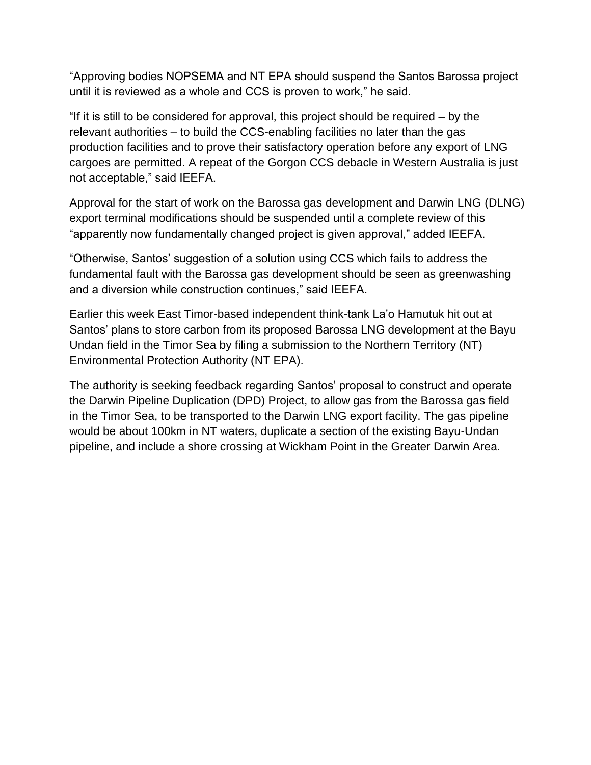"Approving bodies NOPSEMA and NT EPA should suspend the Santos Barossa project until it is reviewed as a whole and CCS is proven to work," he said.

"If it is still to be considered for approval, this project should be required – by the relevant authorities – to build the CCS-enabling facilities no later than the gas production facilities and to prove their satisfactory operation before any export of LNG cargoes are permitted. A repeat of the Gorgon CCS debacle in Western Australia is just not acceptable," said IEEFA.

Approval for the start of work on the Barossa gas development and Darwin LNG (DLNG) export terminal modifications should be suspended until a complete review of this "apparently now fundamentally changed project is given approval," added IEEFA.

"Otherwise, Santos' suggestion of a solution using CCS which fails to address the fundamental fault with the Barossa gas development should be seen as greenwashing and a diversion while construction continues," said IEEFA.

Earlier this week East Timor-based independent think-tank La'o Hamutuk hit out at Santos' plans to store carbon from its proposed Barossa LNG development at the Bayu Undan field in the Timor Sea by filing a submission to the Northern Territory (NT) Environmental Protection Authority (NT EPA).

The authority is seeking feedback regarding Santos' proposal to construct and operate the Darwin Pipeline Duplication (DPD) Project, to allow gas from the Barossa gas field in the Timor Sea, to be transported to the Darwin LNG export facility. The gas pipeline would be about 100km in NT waters, duplicate a section of the existing Bayu-Undan pipeline, and include a shore crossing at Wickham Point in the Greater Darwin Area.